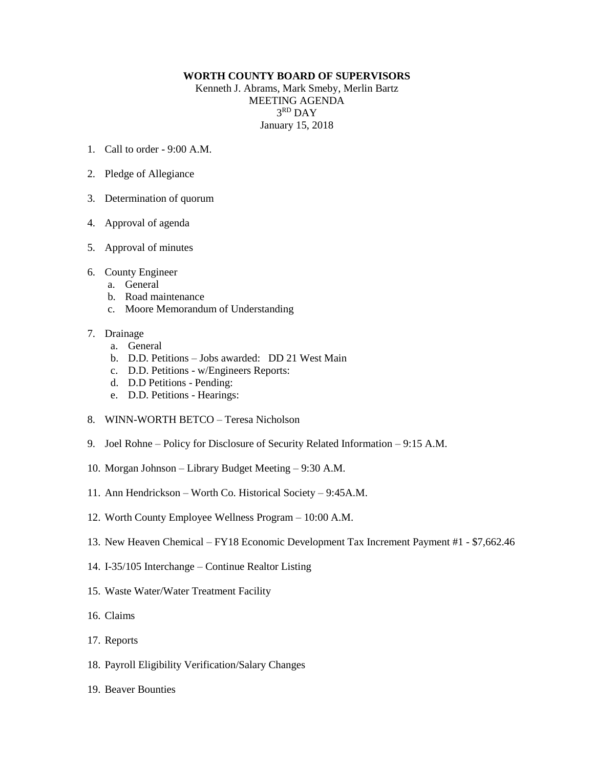**WORTH COUNTY BOARD OF SUPERVISORS**

Kenneth J. Abrams, Mark Smeby, Merlin Bartz

MEETING AGENDA

3RD DAY

January 15, 2018

1. Call to order - 9:00 A.M.

2. Pledge of Allegiance

3. Determination of quorum

4. Approval of agenda

5. Approval of minutes

6. County Engineer
   a. General
   b. Road maintenance
   c. Moore Memorandum of Understanding

7. Drainage
   a. General
   b. D.D. Petitions – Jobs awarded: DD 21 West Main
   c. D.D. Petitions - w/Engineers Reports:
   d. D.D Petitions - Pending:
   e. D.D. Petitions - Hearings:

8. WINN-WORTH BETCO – Teresa Nicholson

9. Joel Rohne – Policy for Disclosure of Security Related Information – 9:15 A.M.

10. Morgan Johnson – Library Budget Meeting – 9:30 A.M.

11. Ann Hendrickson – Worth Co. Historical Society – 9:45A.M.

12. Worth County Employee Wellness Program – 10:00 A.M.

13. New Heaven Chemical – FY18 Economic Development Tax Increment Payment #1 - $7,662.46

14. I-35/105 Interchange – Continue Realtor Listing

15. Waste Water/Water Treatment Facility

16. Claims

17. Reports

18. Payroll Eligibility Verification/Salary Changes

19. Beaver Bounties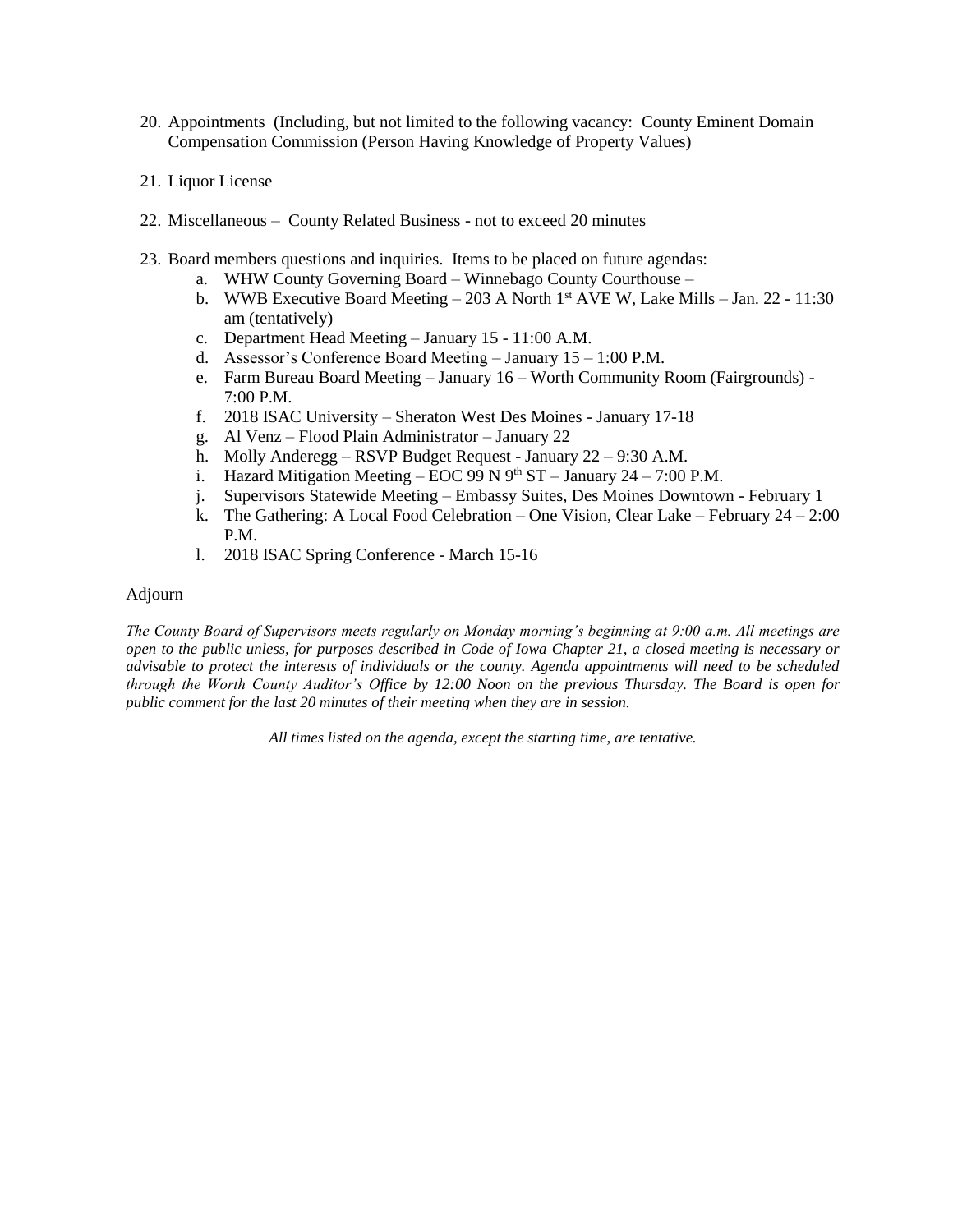20. Appointments (Including, but not limited to the following vacancy: County Eminent Domain Compensation Commission (Person Having Knowledge of Property Values)

21. Liquor License

22. Miscellaneous – County Related Business - not to exceed 20 minutes

23. Board members questions and inquiries. Items to be placed on future agendas:
    a. WHW County Governing Board – Winnebago County Courthouse –
    b. WWB Executive Board Meeting – 203 A North 1st AVE W, Lake Mills – Jan. 22 - 11:30 am (tentatively)
    c. Department Head Meeting – January 15 - 11:00 A.M.
    d. Assessor's Conference Board Meeting – January 15 – 1:00 P.M.
    e. Farm Bureau Board Meeting – January 16 – Worth Community Room (Fairgrounds) - 7:00 P.M.
    f. 2018 ISAC University – Sheraton West Des Moines - January 17-18
    g. Al Venz – Flood Plain Administrator – January 22
    h. Molly Anderegg – RSVP Budget Request - January 22 – 9:30 A.M.
    i. Hazard Mitigation Meeting – EOC 99 N 9th ST – January 24 – 7:00 P.M.
    j. Supervisors Statewide Meeting – Embassy Suites, Des Moines Downtown - February 1
    k. The Gathering: A Local Food Celebration – One Vision, Clear Lake – February 24 – 2:00 P.M.
    l. 2018 ISAC Spring Conference - March 15-16

Adjourn

*The County Board of Supervisors meets regularly on Monday morning's beginning at 9:00 a.m. All meetings are open to the public unless, for purposes described in Code of Iowa Chapter 21, a closed meeting is necessary or advisable to protect the interests of individuals or the county. Agenda appointments will need to be scheduled through the Worth County Auditor's Office by 12:00 Noon on the previous Thursday. The Board is open for public comment for the last 20 minutes of their meeting when they are in session.*

*All times listed on the agenda, except the starting time, are tentative.*